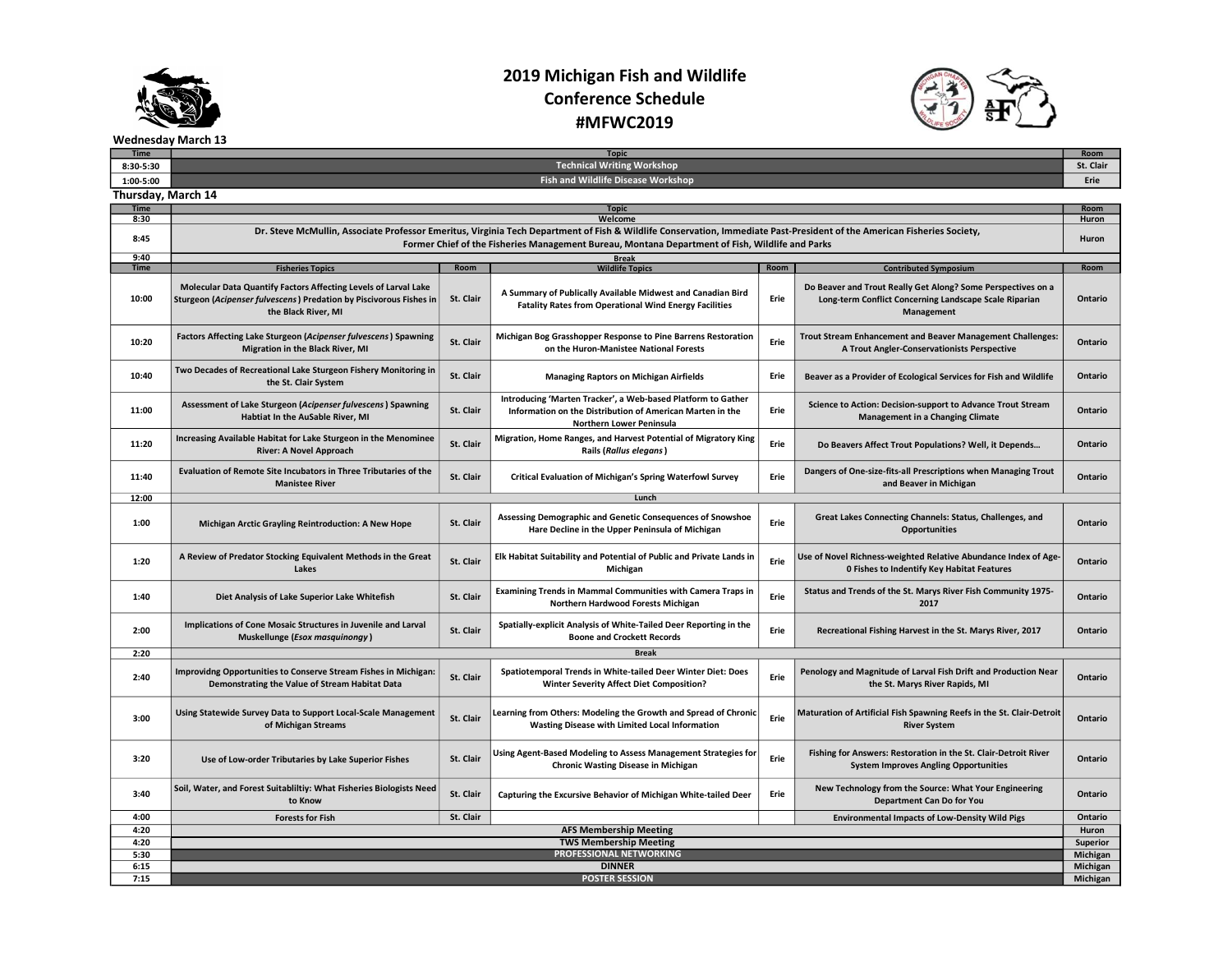# 2019 Michigan Fish and Wildlife Conference Schedule
# #MFWC2019

**Wednesday March 13**

| Time | Topic | Room |
|---|---|---|
| 8:30-5:30 | Technical Writing Workshop | St. Clair |
| 1:00-5:00 | Fish and Wildlife Disease Workshop | Erie |

**Thursday, March 14**

| Time | Topic | Room |
|---|---|---|
| 8:30 | Welcome | Huron |
| 8:45 | Dr. Steve McMullin, Associate Professor Emeritus, Virginia Tech Department of Fish & Wildlife Conservation, Immediate Past-President of the American Fisheries Society, Former Chief of the Fisheries Management Bureau, Montana Department of Fish, Wildlife and Parks | Huron |
| 9:40 | Break | |

| Time | Fisheries Topics | Room | Wildlife Topics | Room | Contributed Symposium | Room |
|---|---|---|---|---|---|---|
| 10:00 | Molecular Data Quantify Factors Affecting Levels of Larval Lake Sturgeon (*Acipenser fulvescens*) Predation by Piscivorous Fishes in the Black River, MI | St. Clair | A Summary of Publically Available Midwest and Canadian Bird Fatality Rates from Operational Wind Energy Facilities | Erie | Do Beaver and Trout Really Get Along? Some Perspectives on a Long-term Conflict Concerning Landscape Scale Riparian Management | Ontario |
| 10:20 | Factors Affecting Lake Sturgeon (*Acipenser fulvescens*) Spawning Migration in the Black River, MI | St. Clair | Michigan Bog Grasshopper Response to Pine Barrens Restoration on the Huron-Manistee National Forests | Erie | Trout Stream Enhancement and Beaver Management Challenges: A Trout Angler-Conservationists Perspective | Ontario |
| 10:40 | Two Decades of Recreational Lake Sturgeon Fishery Monitoring in the St. Clair System | St. Clair | Managing Raptors on Michigan Airfields | Erie | Beaver as a Provider of Ecological Services for Fish and Wildlife | Ontario |
| 11:00 | Assessment of Lake Sturgeon (*Acipenser fulvescens*) Spawning Habtiat In the AuSable River, MI | St. Clair | Introducing 'Marten Tracker', a Web-based Platform to Gather Information on the Distribution of American Marten in the Northern Lower Peninsula | Erie | Science to Action: Decision-support to Advance Trout Stream Management in a Changing Climate | Ontario |
| 11:20 | Increasing Available Habitat for Lake Sturgeon in the Menominee River: A Novel Approach | St. Clair | Migration, Home Ranges, and Harvest Potential of Migratory King Rails (*Rallus elegans*) | Erie | Do Beavers Affect Trout Populations? Well, it Depends… | Ontario |
| 11:40 | Evaluation of Remote Site Incubators in Three Tributaries of the Manistee River | St. Clair | Critical Evaluation of Michigan's Spring Waterfowl Survey | Erie | Dangers of One-size-fits-all Prescriptions when Managing Trout and Beaver in Michigan | Ontario |
| 12:00 | Lunch | | | | | |
| 1:00 | Michigan Arctic Grayling Reintroduction: A New Hope | St. Clair | Assessing Demographic and Genetic Consequences of Snowshoe Hare Decline in the Upper Peninsula of Michigan | Erie | Great Lakes Connecting Channels: Status, Challenges, and Opportunities | Ontario |
| 1:20 | A Review of Predator Stocking Equivalent Methods in the Great Lakes | St. Clair | Elk Habitat Suitability and Potential of Public and Private Lands in Michigan | Erie | Use of Novel Richness-weighted Relative Abundance Index of Age-0 Fishes to Indentify Key Habitat Features | Ontario |
| 1:40 | Diet Analysis of Lake Superior Lake Whitefish | St. Clair | Examining Trends in Mammal Communities with Camera Traps in Northern Hardwood Forests Michigan | Erie | Status and Trends of the St. Marys River Fish Community 1975-2017 | Ontario |
| 2:00 | Implications of Cone Mosaic Structures in Juvenile and Larval Muskellunge (*Esox masquinongy*) | St. Clair | Spatially-explicit Analysis of White-Tailed Deer Reporting in the Boone and Crockett Records | Erie | Recreational Fishing Harvest in the St. Marys River, 2017 | Ontario |
| 2:20 | Break | | | | | |
| 2:40 | Improvidng Opportunities to Conserve Stream Fishes in Michigan: Demonstrating the Value of Stream Habitat Data | St. Clair | Spatiotemporal Trends in White-tailed Deer Winter Diet: Does Winter Severity Affect Diet Composition? | Erie | Penology and Magnitude of Larval Fish Drift and Production Near the St. Marys River Rapids, MI | Ontario |
| 3:00 | Using Statewide Survey Data to Support Local-Scale Management of Michigan Streams | St. Clair | Learning from Others: Modeling the Growth and Spread of Chronic Wasting Disease with Limited Local Information | Erie | Maturation of Artificial Fish Spawning Reefs in the St. Clair-Detroit River System | Ontario |
| 3:20 | Use of Low-order Tributaries by Lake Superior Fishes | St. Clair | Using Agent-Based Modeling to Assess Management Strategies for Chronic Wasting Disease in Michigan | Erie | Fishing for Answers: Restoration in the St. Clair-Detroit River System Improves Angling Opportunities | Ontario |
| 3:40 | Soil, Water, and Forest Suitabliltiy: What Fisheries Biologists Need to Know | St. Clair | Capturing the Excursive Behavior of Michigan White-tailed Deer | Erie | New Technology from the Source: What Your Engineering Department Can Do for You | Ontario |
| 4:00 | Forests for Fish | St. Clair | | | Environmental Impacts of Low-Density Wild Pigs | Ontario |
| 4:20 | AFS Membership Meeting | | | | | Huron |
| 4:20 | TWS Membership Meeting | | | | | Superior |
| 5:30 | PROFESSIONAL NETWORKING | | | | | Michigan |
| 6:15 | DINNER | | | | | Michigan |
| 7:15 | POSTER SESSION | | | | | Michigan |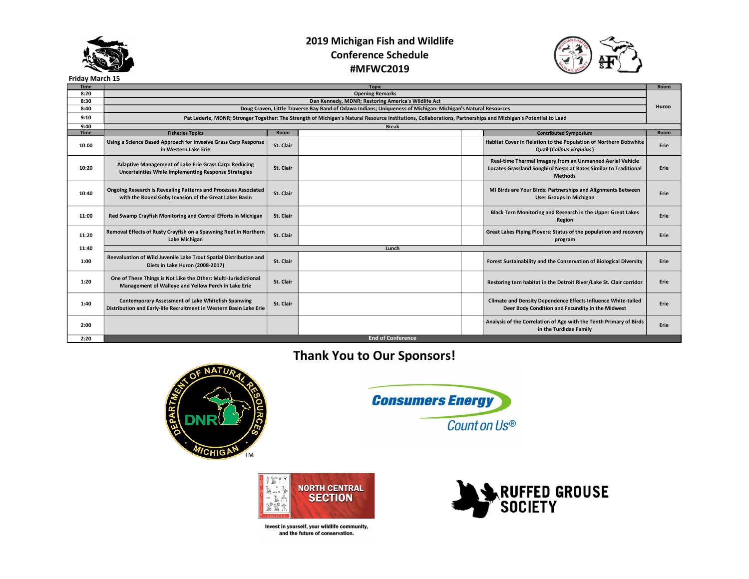# 2019 Michigan Fish and Wildlife Conference Schedule

# #MFWC2019

**Friday March 15**

| Time | Topic | | | | | Room |
|---|---|---|---|---|---|---|
| 8:20 | Opening Remarks | | | | | Huron |
| 8:30 | Dan Kennedy, MDNR; Restoring America's Wildlife Act | | | | | Huron |
| 8:40 | Doug Craven, Little Traverse Bay Band of Odawa Indians; Uniqueness of Michigan: Michigan's Natural Resources | | | | | Huron |
| 9:10 | Pat Lederle, MDNR; Stronger Together: The Strength of Michigan's Natural Resource Institutions, Collaborations, Partnerships and Michigan's Potential to Lead | | | | | Huron |
| 9:40 | Break | | | | | |
| **Time** | **Fisheries Topics** | **Room** | | | **Contributed Symposium** | **Room** |
| 10:00 | Using a Science Based Approach for Invasive Grass Carp Response in Western Lake Erie | St. Clair | | | Habitat Cover in Relation to the Population of Northern Bobwhite Quail (*Colinus virginius*) | Erie |
| 10:20 | Adaptive Management of Lake Erie Grass Carp: Reducing Uncertainties While Implementing Response Strategies | St. Clair | | | Real-time Thermal Imagery from an Unmanned Aerial Vehicle Locates Grassland Songbird Nests at Rates Similar to Traditional Methods | Erie |
| 10:40 | Ongoing Research is Revealing Patterns and Processes Associated with the Round Goby Invasion of the Great Lakes Basin | St. Clair | | | MI Birds are Your Birds: Partnerships and Alignments Between User Groups in Michigan | Erie |
| 11:00 | Red Swamp Crayfish Monitoring and Control Efforts in Michigan | St. Clair | | | Black Tern Monitoring and Research in the Upper Great Lakes Region | Erie |
| 11:20 | Removal Effects of Rusty Crayfish on a Spawning Reef in Northern Lake Michigan | St. Clair | | | Great Lakes Piping Plovers: Status of the population and recovery program | Erie |
| 11:40 | Lunch | | | | | |
| 1:00 | Reevaluation of Wild Juvenile Lake Trout Spatial Distribution and Diets in Lake Huron (2008-2017) | St. Clair | | | Forest Sustainability and the Conservation of Biological Diversity | Erie |
| 1:20 | One of These Things is Not Like the Other: Multi-Jurisdictional Management of Walleye and Yellow Perch in Lake Erie | St. Clair | | | Restoring tern habitat in the Detroit River/Lake St. Clair corridor | Erie |
| 1:40 | Contemporary Assessment of Lake Whitefish Spawning Distribution and Early-life Recruitment in Western Basin Lake Erie | St. Clair | | | Climate and Density Dependence Effects Influence White-tailed Deer Body Condition and Fecundity in the Midwest | Erie |
| 2:00 | | | | | Analysis of the Correlation of Age with the Tenth Primary of Birds in the Turdidae Family | Erie |
| 2:20 | End of Conference | | | | | |

## Thank You to Our Sponsors!

Department of Natural Resources · DNR · Michigan

Consumers Energy — Count on Us®

The Wildlife Society — North Central Section

Invest in yourself, your wildlife community, and the future of conservation.

Ruffed Grouse Society